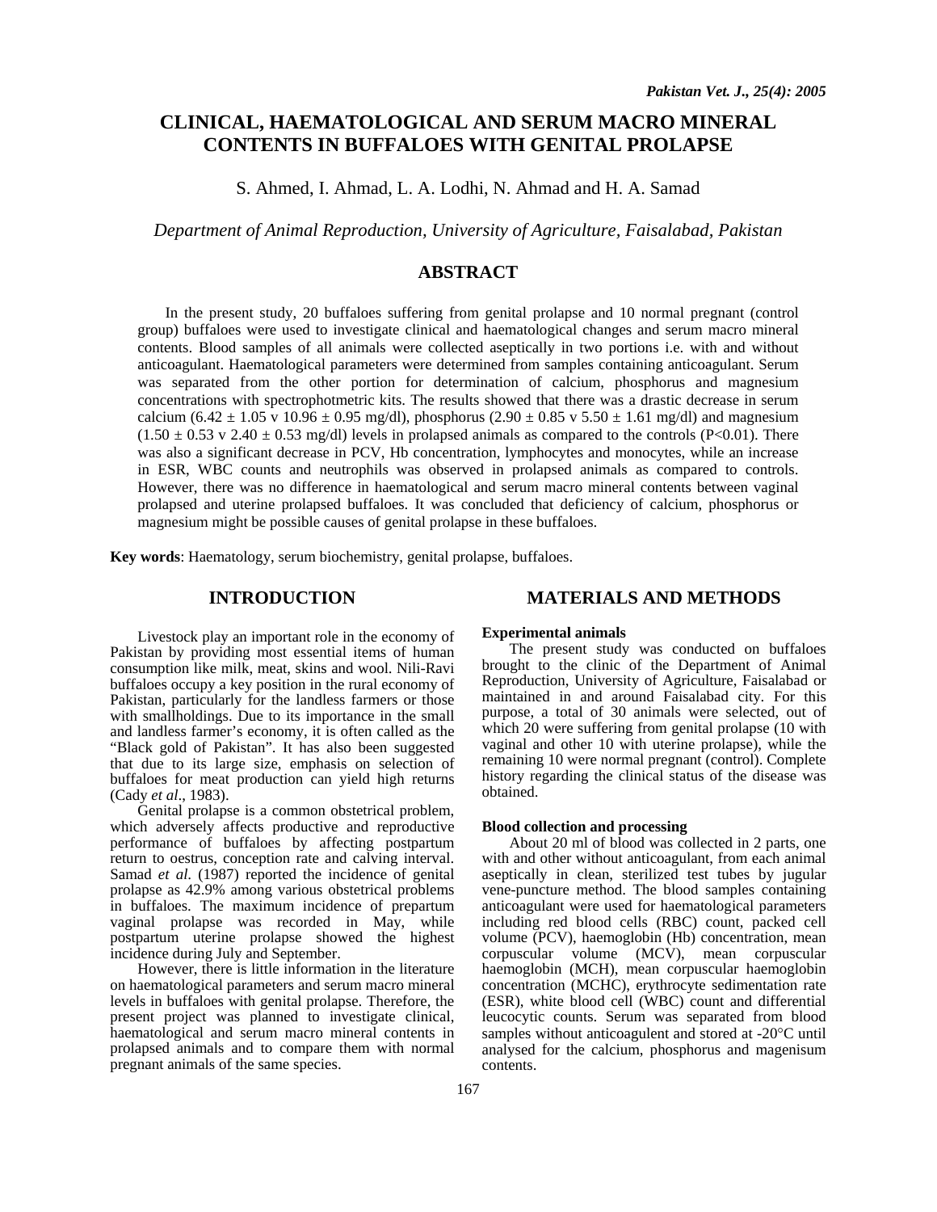# CLINICAL, HAEMATOLOGICAL AND SERUM MACRO MINERAL CONTENTS IN BUFFALOES WITH GENITAL PROLAPSE

S. Ahmed, I. Ahmad, L. A. Lodhi, N. Ahmad and H. A. Samad

*Department of Animal Reproduction, University of Agriculture, Faisalabad, Pakistan*

## ABSTRACT

In the present study, 20 buffaloes suffering from genital prolapse and 10 normal pregnant (control group) buffaloes were used to investigate clinical and haematological changes and serum macro mineral contents. Blood samples of all animals were collected aseptically in two portions i.e. with and without anticoagulant. Haematological parameters were determined from samples containing anticoagulant. Serum was separated from the other portion for determination of calcium, phosphorus and magnesium concentrations with spectrophotmetric kits. The results showed that there was a drastic decrease in serum calcium ($6.42 \pm 1.05$ v $10.96 \pm 0.95$ mg/dl), phosphorus ($2.90 \pm 0.85$ v $5.50 \pm 1.61$ mg/dl) and magnesium ($1.50 \pm 0.53$ v $2.40 \pm 0.53$ mg/dl) levels in prolapsed animals as compared to the controls ($P<0.01$). There was also a significant decrease in PCV, Hb concentration, lymphocytes and monocytes, while an increase in ESR, WBC counts and neutrophils was observed in prolapsed animals as compared to controls. However, there was no difference in haematological and serum macro mineral contents between vaginal prolapsed and uterine prolapsed buffaloes. It was concluded that deficiency of calcium, phosphorus or magnesium might be possible causes of genital prolapse in these buffaloes.

**Key words**: Haematology, serum biochemistry, genital prolapse, buffaloes.

## INTRODUCTION

Livestock play an important role in the economy of Pakistan by providing most essential items of human consumption like milk, meat, skins and wool. Nili-Ravi buffaloes occupy a key position in the rural economy of Pakistan, particularly for the landless farmers or those with smallholdings. Due to its importance in the small and landless farmer's economy, it is often called as the "Black gold of Pakistan". It has also been suggested that due to its large size, emphasis on selection of buffaloes for meat production can yield high returns (Cady *et al*., 1983).

Genital prolapse is a common obstetrical problem, which adversely affects productive and reproductive performance of buffaloes by affecting postpartum return to oestrus, conception rate and calving interval. Samad *et al.* (1987) reported the incidence of genital prolapse as 42.9% among various obstetrical problems in buffaloes. The maximum incidence of prepartum vaginal prolapse was recorded in May, while postpartum uterine prolapse showed the highest incidence during July and September.

However, there is little information in the literature on haematological parameters and serum macro mineral levels in buffaloes with genital prolapse. Therefore, the present project was planned to investigate clinical, haematological and serum macro mineral contents in prolapsed animals and to compare them with normal pregnant animals of the same species.

## MATERIALS AND METHODS

**Experimental animals**

The present study was conducted on buffaloes brought to the clinic of the Department of Animal Reproduction, University of Agriculture, Faisalabad or maintained in and around Faisalabad city. For this purpose, a total of 30 animals were selected, out of which 20 were suffering from genital prolapse (10 with vaginal and other 10 with uterine prolapse), while the remaining 10 were normal pregnant (control). Complete history regarding the clinical status of the disease was obtained.

**Blood collection and processing**

About 20 ml of blood was collected in 2 parts, one with and other without anticoagulant, from each animal aseptically in clean, sterilized test tubes by jugular vene-puncture method. The blood samples containing anticoagulant were used for haematological parameters including red blood cells (RBC) count, packed cell volume (PCV), haemoglobin (Hb) concentration, mean corpuscular volume (MCV), mean corpuscular haemoglobin (MCH), mean corpuscular haemoglobin concentration (MCHC), erythrocyte sedimentation rate (ESR), white blood cell (WBC) count and differential leucocytic counts. Serum was separated from blood samples without anticoagulent and stored at -20°C until analysed for the calcium, phosphorus and magenisum contents.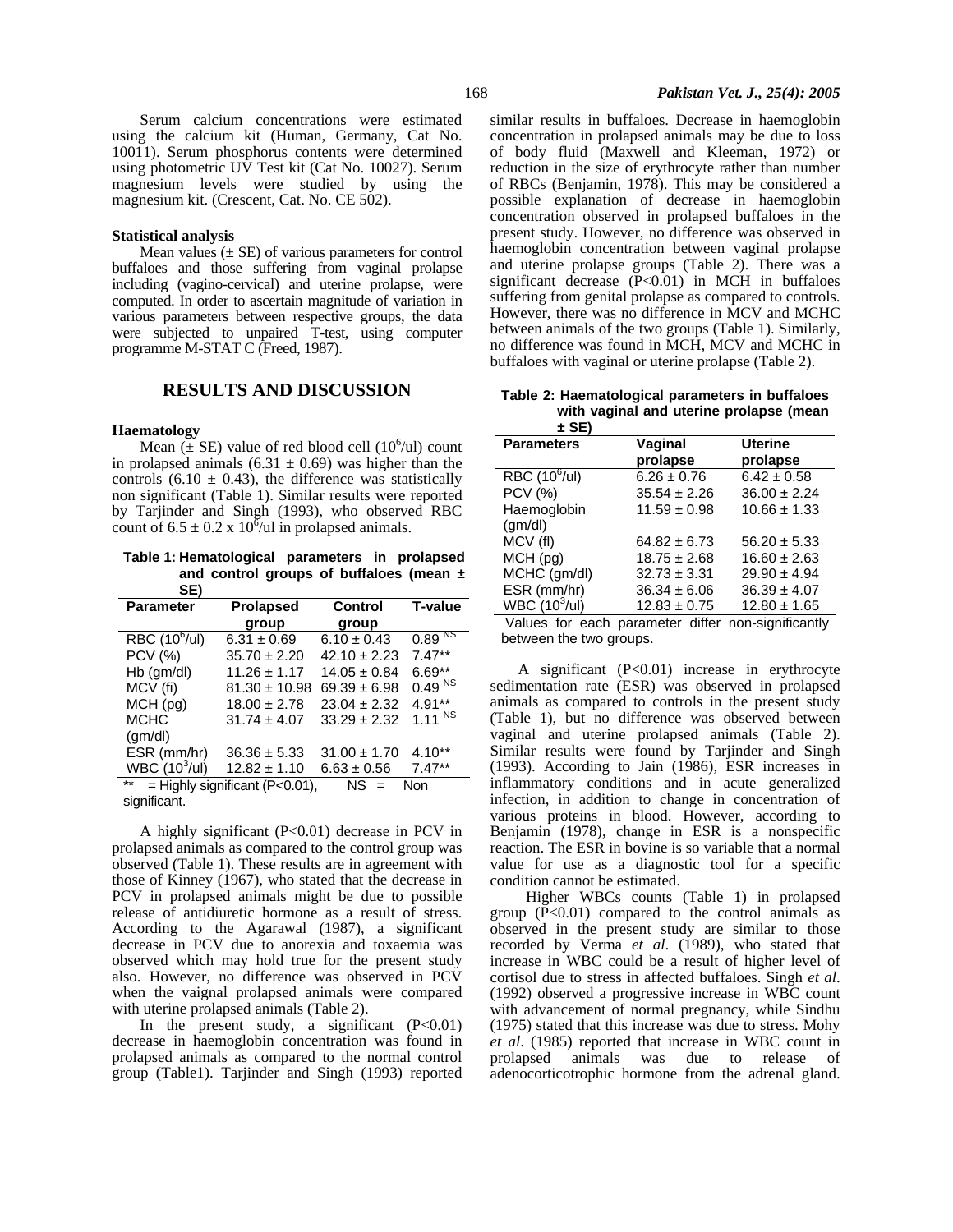Serum calcium concentrations were estimated using the calcium kit (Human, Germany, Cat No. 10011). Serum phosphorus contents were determined using photometric UV Test kit (Cat No. 10027). Serum magnesium levels were studied by using the magnesium kit. (Crescent, Cat. No. CE 502).

### Statistical analysis

Mean values (± SE) of various parameters for control buffaloes and those suffering from vaginal prolapse including (vagino-cervical) and uterine prolapse, were computed. In order to ascertain magnitude of variation in various parameters between respective groups, the data were subjected to unpaired T-test, using computer programme M-STAT C (Freed, 1987).

## RESULTS AND DISCUSSION

### Haematology

Mean (± SE) value of red blood cell ($10^6$/ul) count in prolapsed animals (6.31 ± 0.69) was higher than the controls (6.10 ± 0.43), the difference was statistically non significant (Table 1). Similar results were reported by Tarjinder and Singh (1993), who observed RBC count of 6.5 ± 0.2 x $10^6$/ul in prolapsed animals.

**Table 1: Hematological parameters in prolapsed and control groups of buffaloes (mean ± SE)**

| Parameter | Prolapsed group | Control group | T-value |
|---|---|---|---|
| RBC ($10^6$/ul) | 6.31 ± 0.69 | 6.10 ± 0.43 | 0.89 NS |
| PCV (%) | 35.70 ± 2.20 | 42.10 ± 2.23 | 7.47** |
| Hb (gm/dl) | 11.26 ± 1.17 | 14.05 ± 0.84 | 6.69** |
| MCV (fi) | 81.30 ± 10.98 | 69.39 ± 6.98 | 0.49 NS |
| MCH (pg) | 18.00 ± 2.78 | 23.04 ± 2.32 | 4.91** |
| MCHC (gm/dl) | 31.74 ± 4.07 | 33.29 ± 2.32 | 1.11 NS |
| ESR (mm/hr) | 36.36 ± 5.33 | 31.00 ± 1.70 | 4.10** |
| WBC ($10^3$/ul) | 12.82 ± 1.10 | 6.63 ± 0.56 | 7.47** |

** = Highly significant (P<0.01), NS = Non significant.

A highly significant (P<0.01) decrease in PCV in prolapsed animals as compared to the control group was observed (Table 1). These results are in agreement with those of Kinney (1967), who stated that the decrease in PCV in prolapsed animals might be due to possible release of antidiuretic hormone as a result of stress. According to the Agarawal (1987), a significant decrease in PCV due to anorexia and toxaemia was observed which may hold true for the present study also. However, no difference was observed in PCV when the vaignal prolapsed animals were compared with uterine prolapsed animals (Table 2).

In the present study, a significant (P<0.01) decrease in haemoglobin concentration was found in prolapsed animals as compared to the normal control group (Table1). Tarjinder and Singh (1993) reported similar results in buffaloes. Decrease in haemoglobin concentration in prolapsed animals may be due to loss of body fluid (Maxwell and Kleeman, 1972) or reduction in the size of erythrocyte rather than number of RBCs (Benjamin, 1978). This may be considered a possible explanation of decrease in haemoglobin concentration observed in prolapsed buffaloes in the present study. However, no difference was observed in haemoglobin concentration between vaginal prolapse and uterine prolapse groups (Table 2). There was a significant decrease (P<0.01) in MCH in buffaloes suffering from genital prolapse as compared to controls. However, there was no difference in MCV and MCHC between animals of the two groups (Table 1). Similarly, no difference was found in MCH, MCV and MCHC in buffaloes with vaginal or uterine prolapse (Table 2).

**Table 2: Haematological parameters in buffaloes with vaginal and uterine prolapse (mean ± SE)**

| Parameters | Vaginal prolapse | Uterine prolapse |
|---|---|---|
| RBC ($10^6$/ul) | 6.26 ± 0.76 | 6.42 ± 0.58 |
| PCV (%) | 35.54 ± 2.26 | 36.00 ± 2.24 |
| Haemoglobin (gm/dl) | 11.59 ± 0.98 | 10.66 ± 1.33 |
| MCV (fl) | 64.82 ± 6.73 | 56.20 ± 5.33 |
| MCH (pg) | 18.75 ± 2.68 | 16.60 ± 2.63 |
| MCHC (gm/dl) | 32.73 ± 3.31 | 29.90 ± 4.94 |
| ESR (mm/hr) | 36.34 ± 6.06 | 36.39 ± 4.07 |
| WBC ($10^3$/ul) | 12.83 ± 0.75 | 12.80 ± 1.65 |

Values for each parameter differ non-significantly between the two groups.

A significant (P<0.01) increase in erythrocyte sedimentation rate (ESR) was observed in prolapsed animals as compared to controls in the present study (Table 1), but no difference was observed between vaginal and uterine prolapsed animals (Table 2). Similar results were found by Tarjinder and Singh (1993). According to Jain (1986), ESR increases in inflammatory conditions and in acute generalized infection, in addition to change in concentration of various proteins in blood. However, according to Benjamin (1978), change in ESR is a nonspecific reaction. The ESR in bovine is so variable that a normal value for use as a diagnostic tool for a specific condition cannot be estimated.

Higher WBCs counts (Table 1) in prolapsed group (P<0.01) compared to the control animals as observed in the present study are similar to those recorded by Verma *et al*. (1989), who stated that increase in WBC could be a result of higher level of cortisol due to stress in affected buffaloes. Singh *et al*. (1992) observed a progressive increase in WBC count with advancement of normal pregnancy, while Sindhu (1975) stated that this increase was due to stress. Mohy *et al*. (1985) reported that increase in WBC count in prolapsed animals was due to release of adenocorticotrophic hormone from the adrenal gland.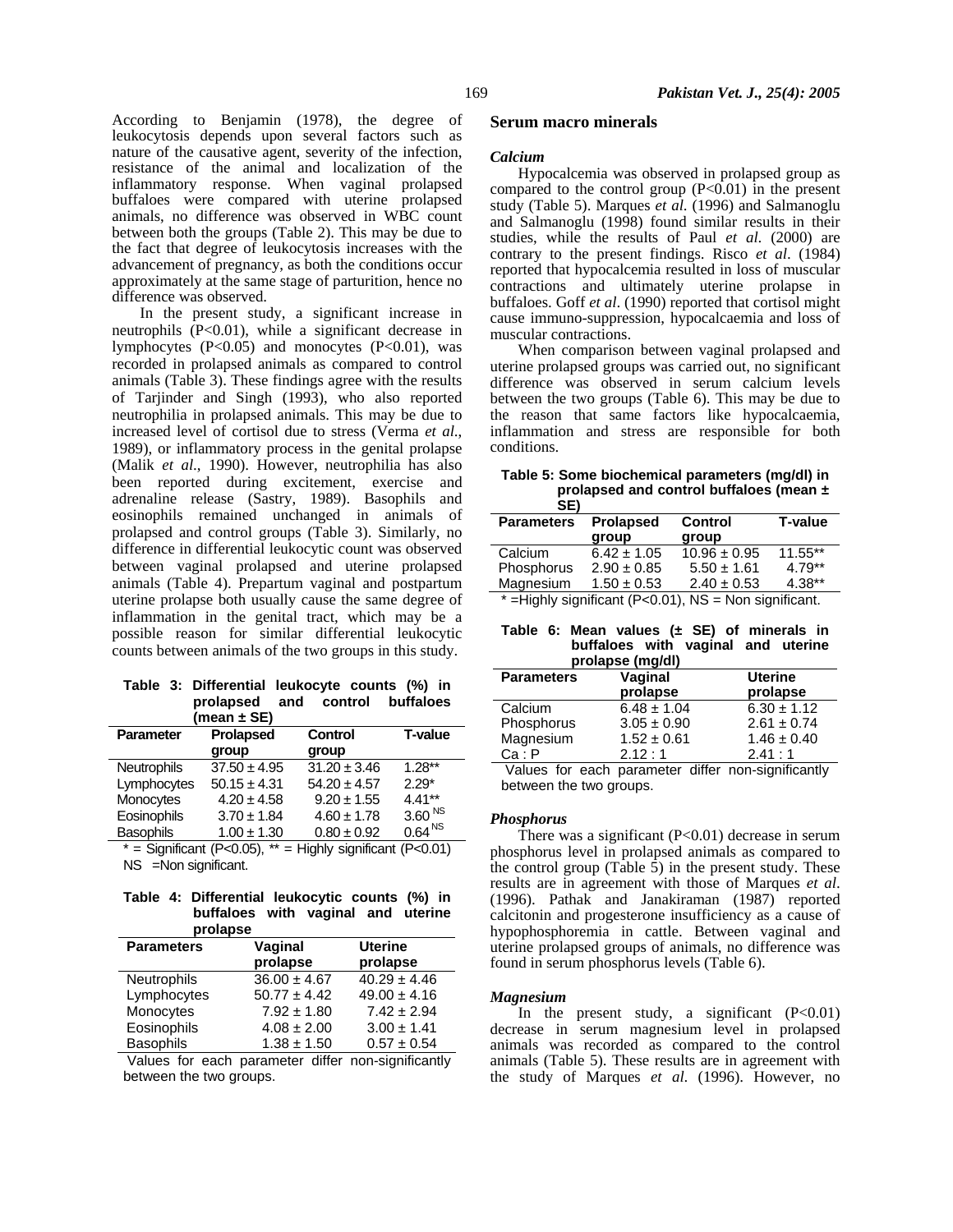According to Benjamin (1978), the degree of leukocytosis depends upon several factors such as nature of the causative agent, severity of the infection, resistance of the animal and localization of the inflammatory response. When vaginal prolapsed buffaloes were compared with uterine prolapsed animals, no difference was observed in WBC count between both the groups (Table 2). This may be due to the fact that degree of leukocytosis increases with the advancement of pregnancy, as both the conditions occur approximately at the same stage of parturition, hence no difference was observed.

In the present study, a significant increase in neutrophils (P<0.01), while a significant decrease in lymphocytes (P<0.05) and monocytes (P<0.01), was recorded in prolapsed animals as compared to control animals (Table 3). These findings agree with the results of Tarjinder and Singh (1993), who also reported neutrophilia in prolapsed animals. This may be due to increased level of cortisol due to stress (Verma *et al*., 1989), or inflammatory process in the genital prolapse (Malik *et al*., 1990). However, neutrophilia has also been reported during excitement, exercise and adrenaline release (Sastry, 1989). Basophils and eosinophils remained unchanged in animals of prolapsed and control groups (Table 3). Similarly, no difference in differential leukocytic count was observed between vaginal prolapsed and uterine prolapsed animals (Table 4). Prepartum vaginal and postpartum uterine prolapse both usually cause the same degree of inflammation in the genital tract, which may be a possible reason for similar differential leukocytic counts between animals of the two groups in this study.

**Table 3: Differential leukocyte counts (%) in prolapsed and control buffaloes (mean ± SE)**

| Parameter | Prolapsed group | Control group | T-value |
|---|---|---|---|
| Neutrophils | 37.50 ± 4.95 | 31.20 ± 3.46 | 1.28** |
| Lymphocytes | 50.15 ± 4.31 | 54.20 ± 4.57 | 2.29* |
| Monocytes | 4.20 ± 4.58 | 9.20 ± 1.55 | 4.41** |
| Eosinophils | 3.70 ± 1.84 | 4.60 ± 1.78 | 3.60 NS |
| Basophils | 1.00 ± 1.30 | 0.80 ± 0.92 | 0.64 NS |

\* = Significant (P<0.05), ** = Highly significant (P<0.01)
NS = Non significant.

**Table 4: Differential leukocytic counts (%) in buffaloes with vaginal and uterine prolapse**

| Parameters | Vaginal prolapse | Uterine prolapse |
|---|---|---|
| Neutrophils | 36.00 ± 4.67 | 40.29 ± 4.46 |
| Lymphocytes | 50.77 ± 4.42 | 49.00 ± 4.16 |
| Monocytes | 7.92 ± 1.80 | 7.42 ± 2.94 |
| Eosinophils | 4.08 ± 2.00 | 3.00 ± 1.41 |
| Basophils | 1.38 ± 1.50 | 0.57 ± 0.54 |

Values for each parameter differ non-significantly between the two groups.

## Serum macro minerals

### *Calcium*

Hypocalcemia was observed in prolapsed group as compared to the control group (P<0.01) in the present study (Table 5). Marques *et al*. (1996) and Salmanoglu and Salmanoglu (1998) found similar results in their studies, while the results of Paul *et al*. (2000) are contrary to the present findings. Risco *et al*. (1984) reported that hypocalcemia resulted in loss of muscular contractions and ultimately uterine prolapse in buffaloes. Goff *et al*. (1990) reported that cortisol might cause immuno-suppression, hypocalcaemia and loss of muscular contractions.

When comparison between vaginal prolapsed and uterine prolapsed groups was carried out, no significant difference was observed in serum calcium levels between the two groups (Table 6). This may be due to the reason that same factors like hypocalcaemia, inflammation and stress are responsible for both conditions.

**Table 5: Some biochemical parameters (mg/dl) in prolapsed and control buffaloes (mean ± SE)**

| Parameters | Prolapsed group | Control group | T-value |
|---|---|---|---|
| Calcium | 6.42 ± 1.05 | 10.96 ± 0.95 | 11.55** |
| Phosphorus | 2.90 ± 0.85 | 5.50 ± 1.61 | 4.79** |
| Magnesium | 1.50 ± 0.53 | 2.40 ± 0.53 | 4.38** |

\* =Highly significant (P<0.01), NS = Non significant.

**Table 6: Mean values (± SE) of minerals in buffaloes with vaginal and uterine prolapse (mg/dl)**

| Parameters | Vaginal prolapse | Uterine prolapse |
|---|---|---|
| Calcium | 6.48 ± 1.04 | 6.30 ± 1.12 |
| Phosphorus | 3.05 ± 0.90 | 2.61 ± 0.74 |
| Magnesium | 1.52 ± 0.61 | 1.46 ± 0.40 |
| Ca : P | 2.12 : 1 | 2.41 : 1 |

Values for each parameter differ non-significantly between the two groups.

### *Phosphorus*

There was a significant (P<0.01) decrease in serum phosphorus level in prolapsed animals as compared to the control group (Table 5) in the present study. These results are in agreement with those of Marques *et al*. (1996). Pathak and Janakiraman (1987) reported calcitonin and progesterone insufficiency as a cause of hypophosphoremia in cattle. Between vaginal and uterine prolapsed groups of animals, no difference was found in serum phosphorus levels (Table 6).

### *Magnesium*

In the present study, a significant (P<0.01) decrease in serum magnesium level in prolapsed animals was recorded as compared to the control animals (Table 5). These results are in agreement with the study of Marques *et al*. (1996). However, no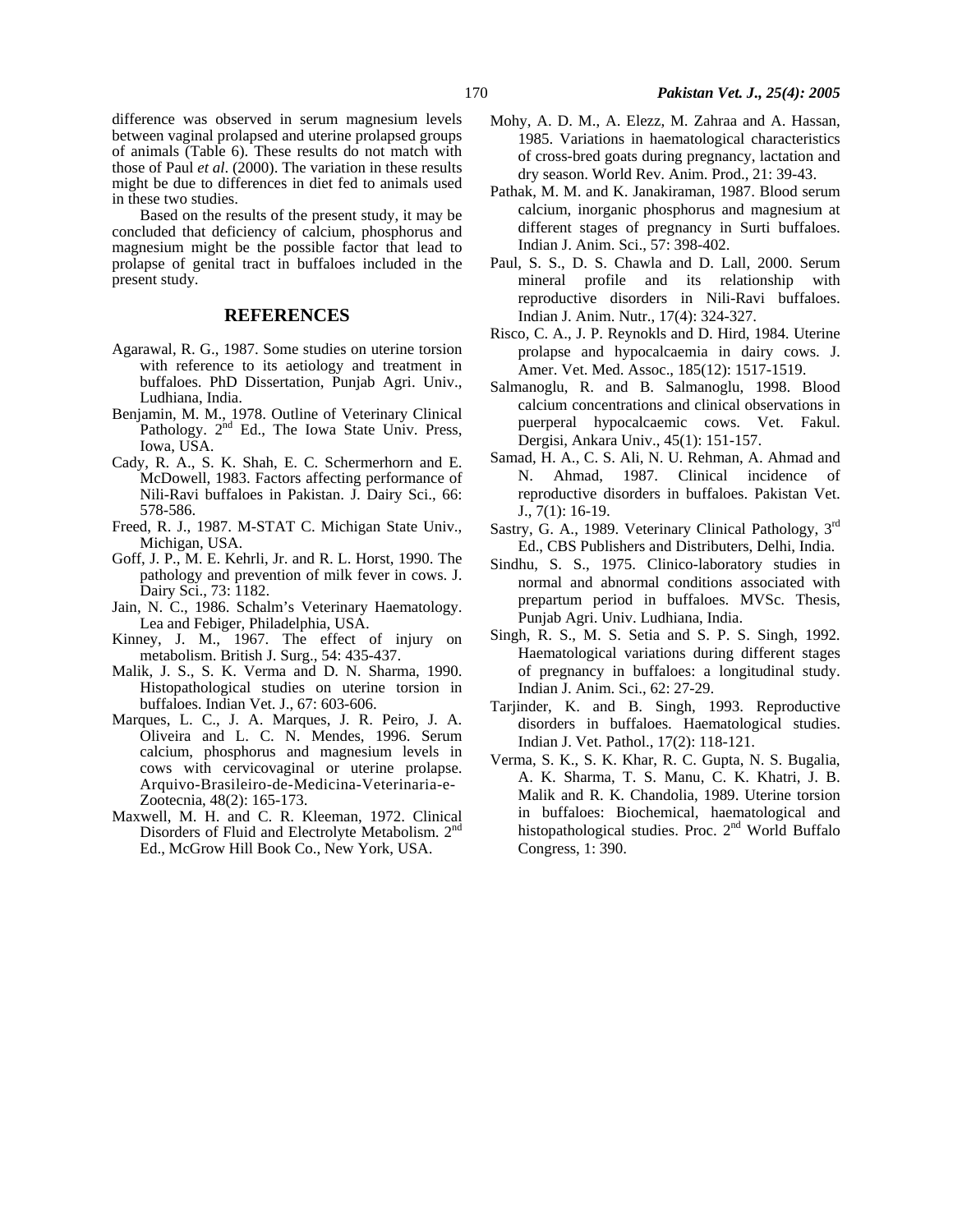difference was observed in serum magnesium levels between vaginal prolapsed and uterine prolapsed groups of animals (Table 6). These results do not match with those of Paul *et al*. (2000). The variation in these results might be due to differences in diet fed to animals used in these two studies.

Based on the results of the present study, it may be concluded that deficiency of calcium, phosphorus and magnesium might be the possible factor that lead to prolapse of genital tract in buffaloes included in the present study.

## REFERENCES

Agarawal, R. G., 1987. Some studies on uterine torsion with reference to its aetiology and treatment in buffaloes. PhD Dissertation, Punjab Agri. Univ., Ludhiana, India.

Benjamin, M. M., 1978. Outline of Veterinary Clinical Pathology. 2nd Ed., The Iowa State Univ. Press, Iowa, USA.

Cady, R. A., S. K. Shah, E. C. Schermerhorn and E. McDowell, 1983. Factors affecting performance of Nili-Ravi buffaloes in Pakistan. J. Dairy Sci., 66: 578-586.

Freed, R. J., 1987. M-STAT C. Michigan State Univ., Michigan, USA.

Goff, J. P., M. E. Kehrli, Jr. and R. L. Horst, 1990. The pathology and prevention of milk fever in cows. J. Dairy Sci., 73: 1182.

Jain, N. C., 1986. Schalm's Veterinary Haematology. Lea and Febiger, Philadelphia, USA.

Kinney, J. M., 1967. The effect of injury on metabolism. British J. Surg., 54: 435-437.

Malik, J. S., S. K. Verma and D. N. Sharma, 1990. Histopathological studies on uterine torsion in buffaloes. Indian Vet. J., 67: 603-606.

Marques, L. C., J. A. Marques, J. R. Peiro, J. A. Oliveira and L. C. N. Mendes, 1996. Serum calcium, phosphorus and magnesium levels in cows with cervicovaginal or uterine prolapse. Arquivo-Brasileiro-de-Medicina-Veterinaria-e-Zootecnia, 48(2): 165-173.

Maxwell, M. H. and C. R. Kleeman, 1972. Clinical Disorders of Fluid and Electrolyte Metabolism. 2nd Ed., McGrow Hill Book Co., New York, USA.

Mohy, A. D. M., A. Elezz, M. Zahraa and A. Hassan, 1985. Variations in haematological characteristics of cross-bred goats during pregnancy, lactation and dry season. World Rev. Anim. Prod., 21: 39-43.

Pathak, M. M. and K. Janakiraman, 1987. Blood serum calcium, inorganic phosphorus and magnesium at different stages of pregnancy in Surti buffaloes. Indian J. Anim. Sci., 57: 398-402.

Paul, S. S., D. S. Chawla and D. Lall, 2000. Serum mineral profile and its relationship with reproductive disorders in Nili-Ravi buffaloes. Indian J. Anim. Nutr., 17(4): 324-327.

Risco, C. A., J. P. Reynokls and D. Hird, 1984. Uterine prolapse and hypocalcaemia in dairy cows. J. Amer. Vet. Med. Assoc., 185(12): 1517-1519.

Salmanoglu, R. and B. Salmanoglu, 1998. Blood calcium concentrations and clinical observations in puerperal hypocalcaemic cows. Vet. Fakul. Dergisi, Ankara Univ., 45(1): 151-157.

Samad, H. A., C. S. Ali, N. U. Rehman, A. Ahmad and N. Ahmad, 1987. Clinical incidence of reproductive disorders in buffaloes. Pakistan Vet. J., 7(1): 16-19.

Sastry, G. A., 1989. Veterinary Clinical Pathology, 3rd Ed., CBS Publishers and Distributers, Delhi, India.

Sindhu, S. S., 1975. Clinico-laboratory studies in normal and abnormal conditions associated with prepartum period in buffaloes. MVSc. Thesis, Punjab Agri. Univ. Ludhiana, India.

Singh, R. S., M. S. Setia and S. P. S. Singh, 1992. Haematological variations during different stages of pregnancy in buffaloes: a longitudinal study. Indian J. Anim. Sci., 62: 27-29.

Tarjinder, K. and B. Singh, 1993. Reproductive disorders in buffaloes. Haematological studies. Indian J. Vet. Pathol., 17(2): 118-121.

Verma, S. K., S. K. Khar, R. C. Gupta, N. S. Bugalia, A. K. Sharma, T. S. Manu, C. K. Khatri, J. B. Malik and R. K. Chandolia, 1989. Uterine torsion in buffaloes: Biochemical, haematological and histopathological studies. Proc. 2nd World Buffalo Congress, 1: 390.